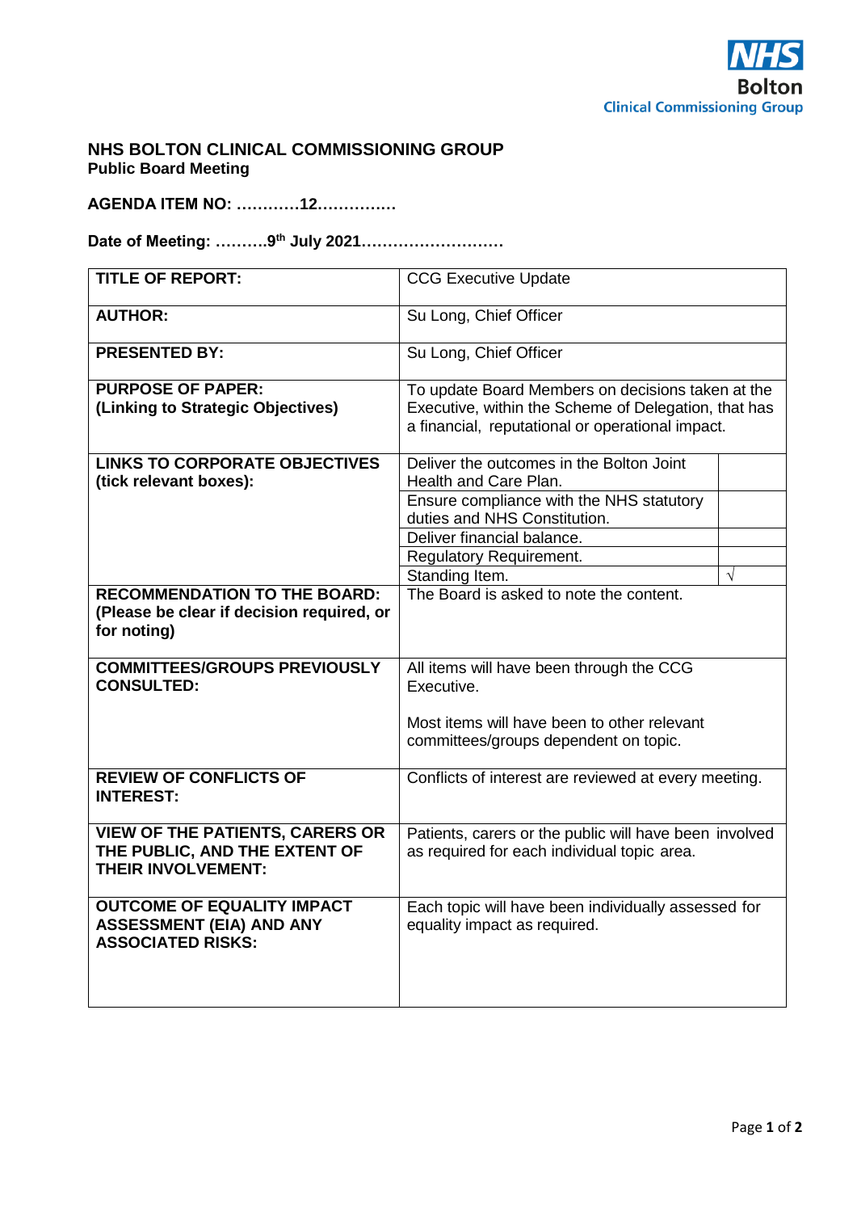NHS Bolton Clinical Commissioning Group

## NHS BOLTON CLINICAL COMMISSIONING GROUP

**Public Board Meeting**

**AGENDA ITEM NO: …………12……………**

**Date of Meeting: ……….9th July 2021………………………**

| | | |
|---|---|---|
| **TITLE OF REPORT:** | CCG Executive Update | |
| **AUTHOR:** | Su Long, Chief Officer | |
| **PRESENTED BY:** | Su Long, Chief Officer | |
| **PURPOSE OF PAPER: (Linking to Strategic Objectives)** | To update Board Members on decisions taken at the Executive, within the Scheme of Delegation, that has a financial, reputational or operational impact. | |
| **LINKS TO CORPORATE OBJECTIVES (tick relevant boxes):** | Deliver the outcomes in the Bolton Joint Health and Care Plan. | |
| | Ensure compliance with the NHS statutory duties and NHS Constitution. | |
| | Deliver financial balance. | |
| | Regulatory Requirement. | |
| | Standing Item. | √ |
| **RECOMMENDATION TO THE BOARD: (Please be clear if decision required, or for noting)** | The Board is asked to note the content. | |
| **COMMITTEES/GROUPS PREVIOUSLY CONSULTED:** | All items will have been through the CCG Executive.<br><br>Most items will have been to other relevant committees/groups dependent on topic. | |
| **REVIEW OF CONFLICTS OF INTEREST:** | Conflicts of interest are reviewed at every meeting. | |
| **VIEW OF THE PATIENTS, CARERS OR THE PUBLIC, AND THE EXTENT OF THEIR INVOLVEMENT:** | Patients, carers or the public will have been involved as required for each individual topic area. | |
| **OUTCOME OF EQUALITY IMPACT ASSESSMENT (EIA) AND ANY ASSOCIATED RISKS:** | Each topic will have been individually assessed for equality impact as required. | |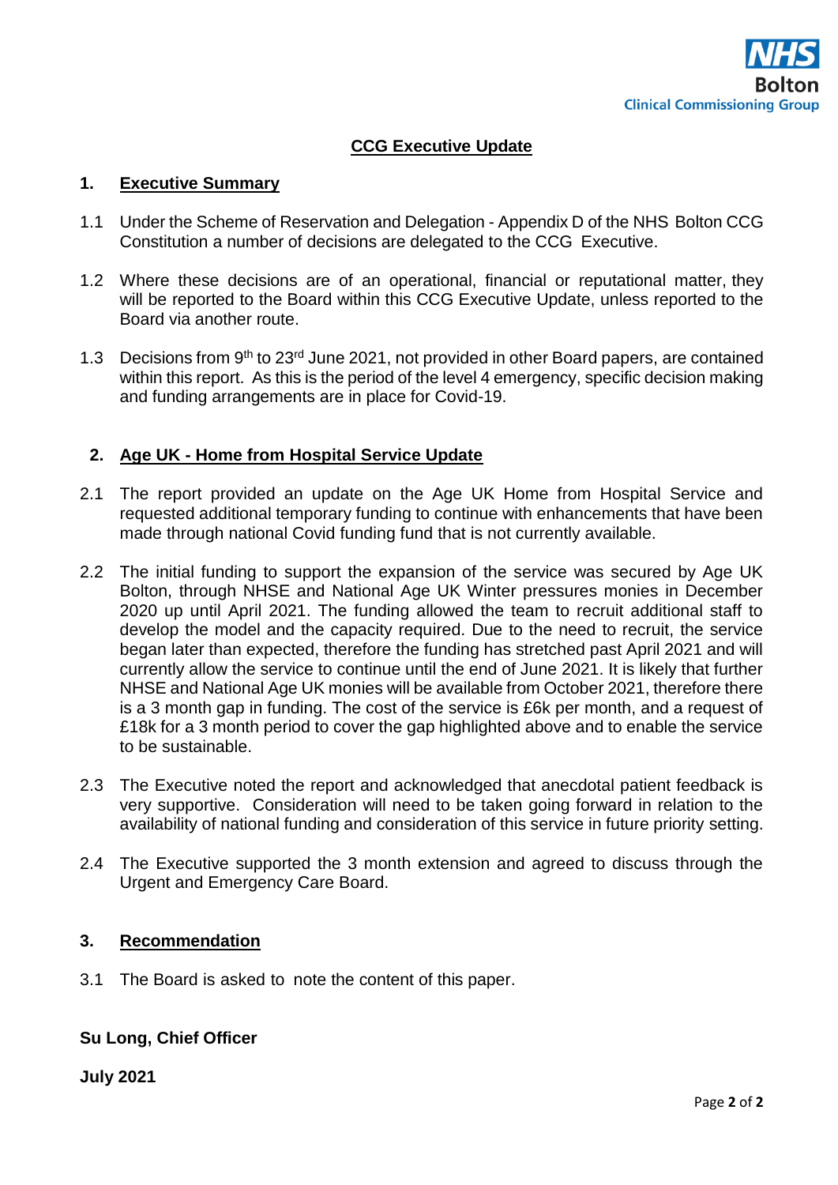NHS
Bolton
Clinical Commissioning Group

# CCG Executive Update

## 1. Executive Summary

1.1 Under the Scheme of Reservation and Delegation - Appendix D of the NHS Bolton CCG Constitution a number of decisions are delegated to the CCG Executive.

1.2 Where these decisions are of an operational, financial or reputational matter, they will be reported to the Board within this CCG Executive Update, unless reported to the Board via another route.

1.3 Decisions from 9th to 23rd June 2021, not provided in other Board papers, are contained within this report. As this is the period of the level 4 emergency, specific decision making and funding arrangements are in place for Covid-19.

## 2. Age UK - Home from Hospital Service Update

2.1 The report provided an update on the Age UK Home from Hospital Service and requested additional temporary funding to continue with enhancements that have been made through national Covid funding fund that is not currently available.

2.2 The initial funding to support the expansion of the service was secured by Age UK Bolton, through NHSE and National Age UK Winter pressures monies in December 2020 up until April 2021. The funding allowed the team to recruit additional staff to develop the model and the capacity required. Due to the need to recruit, the service began later than expected, therefore the funding has stretched past April 2021 and will currently allow the service to continue until the end of June 2021. It is likely that further NHSE and National Age UK monies will be available from October 2021, therefore there is a 3 month gap in funding. The cost of the service is £6k per month, and a request of £18k for a 3 month period to cover the gap highlighted above and to enable the service to be sustainable.

2.3 The Executive noted the report and acknowledged that anecdotal patient feedback is very supportive. Consideration will need to be taken going forward in relation to the availability of national funding and consideration of this service in future priority setting.

2.4 The Executive supported the 3 month extension and agreed to discuss through the Urgent and Emergency Care Board.

## 3. Recommendation

3.1 The Board is asked to note the content of this paper.

**Su Long, Chief Officer**

**July 2021**